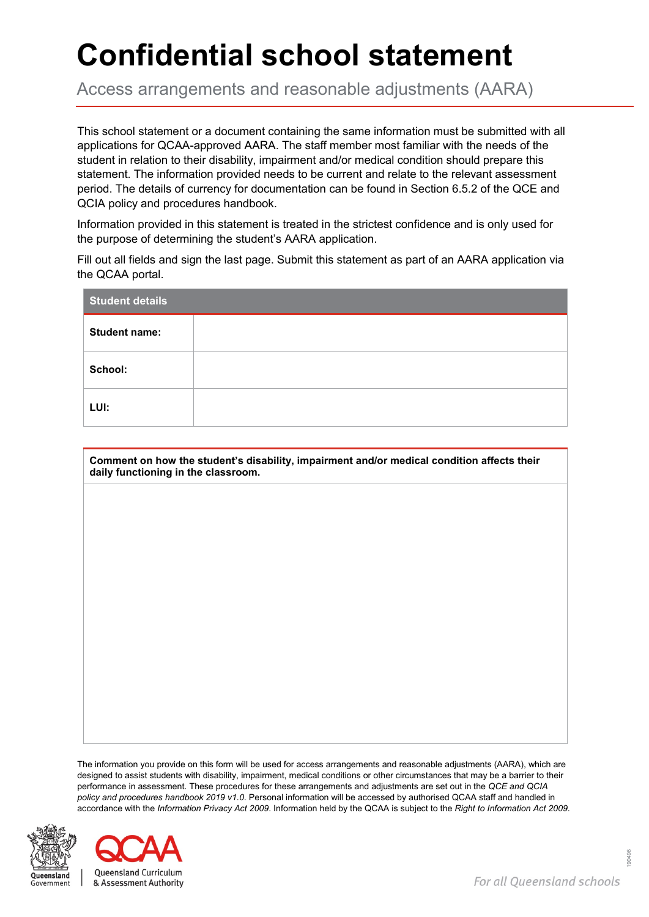# Confidential school statement

## Access arrangements and reasonable adjustments (AARA)

This school statement or a document containing the same information must be submitted with all applications for QCAA-approved AARA. The staff member most familiar with the needs of the student in relation to their disability, impairment and/or medical condition should prepare this statement. The information provided needs to be current and relate to the relevant assessment period. The details of currency for documentation can be found in Section 6.5.2 of the QCE and QCIA policy and procedures handbook.

Information provided in this statement is treated in the strictest confidence and is only used for the purpose of determining the student's AARA application.

Fill out all fields and sign the last page. Submit this statement as part of an AARA application via the QCAA portal.

| Student details | |
|---|---|
| **Student name:** | |
| **School:** | |
| **LUI:** | |

| **Comment on how the student's disability, impairment and/or medical condition affects their daily functioning in the classroom.** |
|---|
| |

The information you provide on this form will be used for access arrangements and reasonable adjustments (AARA), which are designed to assist students with disability, impairment, medical conditions or other circumstances that may be a barrier to their performance in assessment. These procedures for these arrangements and adjustments are set out in the *QCE and QCIA policy and procedures handbook 2019 v1.0*. Personal information will be accessed by authorised QCAA staff and handled in accordance with the *Information Privacy Act 2009*. Information held by the QCAA is subject to the *Right to Information Act 2009*.

Queensland Government | Queensland Curriculum & Assessment Authority

For all Queensland schools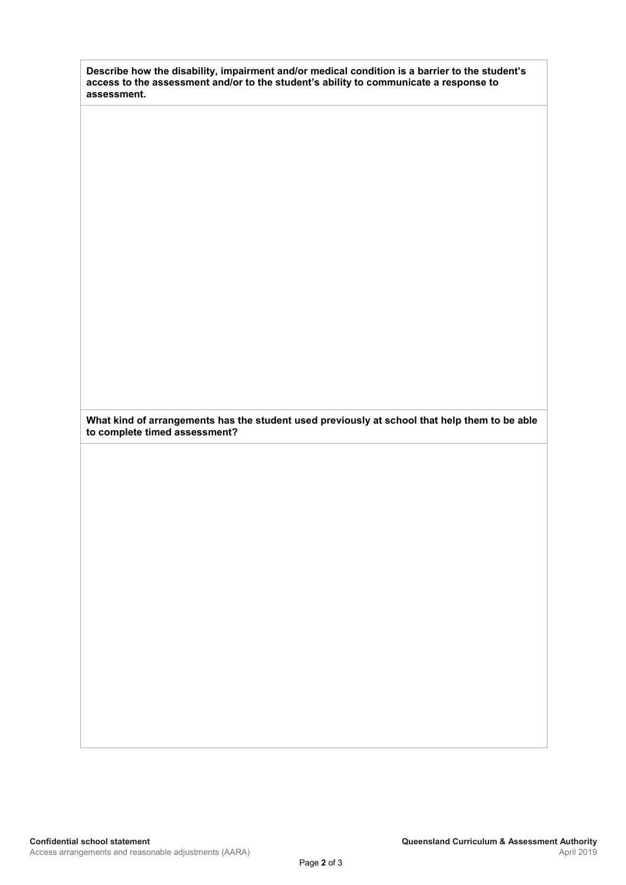**Describe how the disability, impairment and/or medical condition is a barrier to the student's access to the assessment and/or to the student's ability to communicate a response to assessment.**

**What kind of arrangements has the student used previously at school that help them to be able to complete timed assessment?**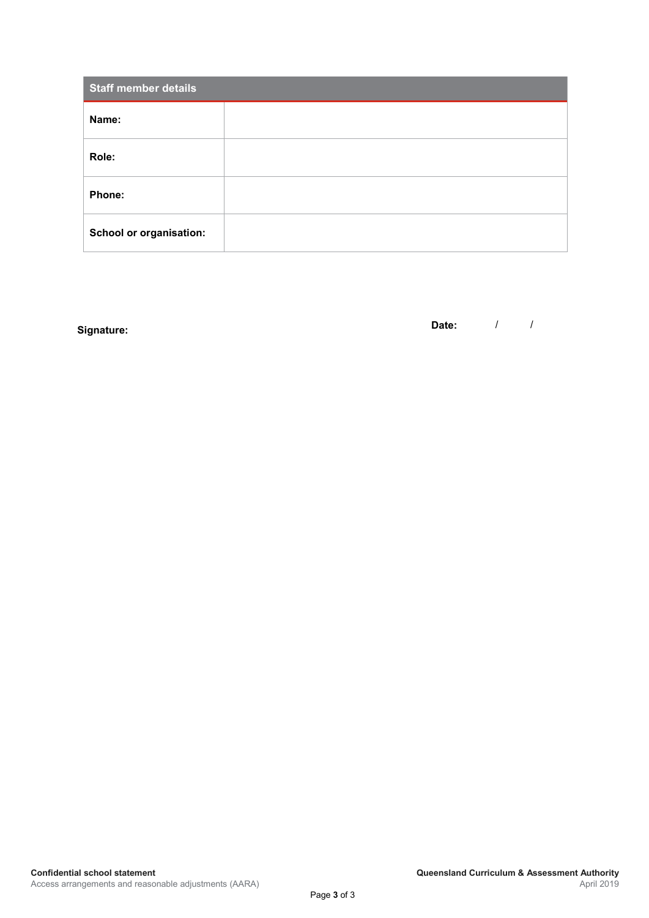| Staff member details | |
| --- | --- |
| **Name:** | |
| **Role:** | |
| **Phone:** | |
| **School or organisation:** | |

**Signature:**

**Date:** / /